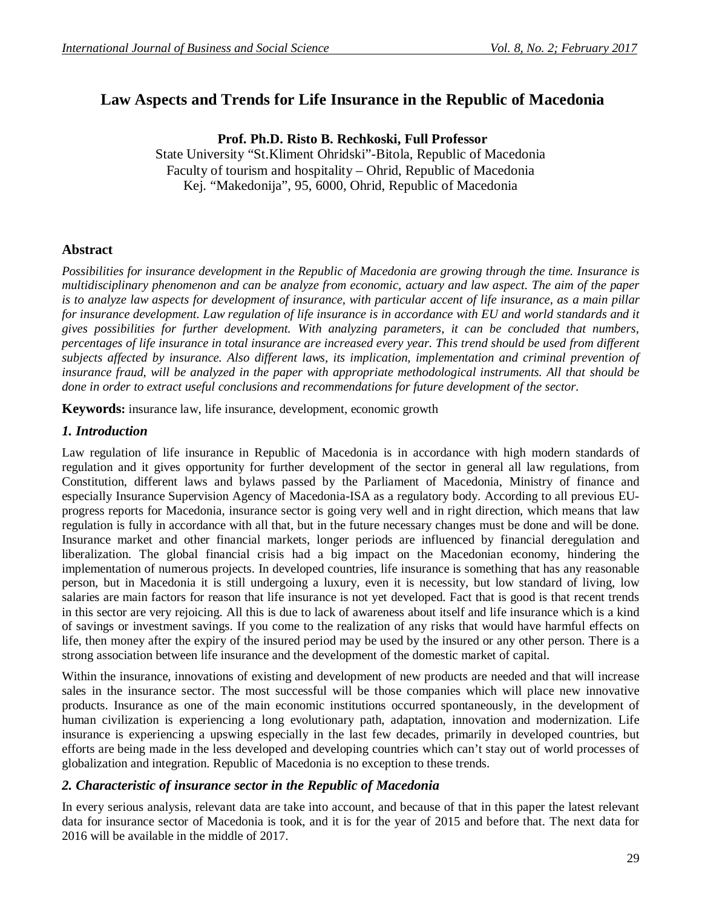# Law Aspects and Trends for Life Insurance in the Republic of Macedonia

**Prof. Ph.D. Risto B. Rechkoski, Full Professor**
State University "St.Kliment Ohridski"-Bitola, Republic of Macedonia
Faculty of tourism and hospitality – Ohrid, Republic of Macedonia
Kej. "Makedonija", 95, 6000, Ohrid, Republic of Macedonia

## Abstract

*Possibilities for insurance development in the Republic of Macedonia are growing through the time. Insurance is multidisciplinary phenomenon and can be analyze from economic, actuary and law aspect. The aim of the paper is to analyze law aspects for development of insurance, with particular accent of life insurance, as a main pillar for insurance development. Law regulation of life insurance is in accordance with EU and world standards and it gives possibilities for further development. With analyzing parameters, it can be concluded that numbers, percentages of life insurance in total insurance are increased every year. This trend should be used from different subjects affected by insurance. Also different laws, its implication, implementation and criminal prevention of insurance fraud, will be analyzed in the paper with appropriate methodological instruments. All that should be done in order to extract useful conclusions and recommendations for future development of the sector.*

**Keywords:** insurance law, life insurance, development, economic growth

## *1. Introduction*

Law regulation of life insurance in Republic of Macedonia is in accordance with high modern standards of regulation and it gives opportunity for further development of the sector in general all law regulations, from Constitution, different laws and bylaws passed by the Parliament of Macedonia, Ministry of finance and especially Insurance Supervision Agency of Macedonia-ISA as a regulatory body. According to all previous EU-progress reports for Macedonia, insurance sector is going very well and in right direction, which means that law regulation is fully in accordance with all that, but in the future necessary changes must be done and will be done. Insurance market and other financial markets, longer periods are influenced by financial deregulation and liberalization. The global financial crisis had a big impact on the Macedonian economy, hindering the implementation of numerous projects. In developed countries, life insurance is something that has any reasonable person, but in Macedonia it is still undergoing a luxury, even it is necessity, but low standard of living, low salaries are main factors for reason that life insurance is not yet developed. Fact that is good is that recent trends in this sector are very rejoicing. All this is due to lack of awareness about itself and life insurance which is a kind of savings or investment savings. If you come to the realization of any risks that would have harmful effects on life, then money after the expiry of the insured period may be used by the insured or any other person. There is a strong association between life insurance and the development of the domestic market of capital.

Within the insurance, innovations of existing and development of new products are needed and that will increase sales in the insurance sector. The most successful will be those companies which will place new innovative products. Insurance as one of the main economic institutions occurred spontaneously, in the development of human civilization is experiencing a long evolutionary path, adaptation, innovation and modernization. Life insurance is experiencing a upswing especially in the last few decades, primarily in developed countries, but efforts are being made in the less developed and developing countries which can't stay out of world processes of globalization and integration. Republic of Macedonia is no exception to these trends.

## *2. Characteristic of insurance sector in the Republic of Macedonia*

In every serious analysis, relevant data are take into account, and because of that in this paper the latest relevant data for insurance sector of Macedonia is took, and it is for the year of 2015 and before that. The next data for 2016 will be available in the middle of 2017.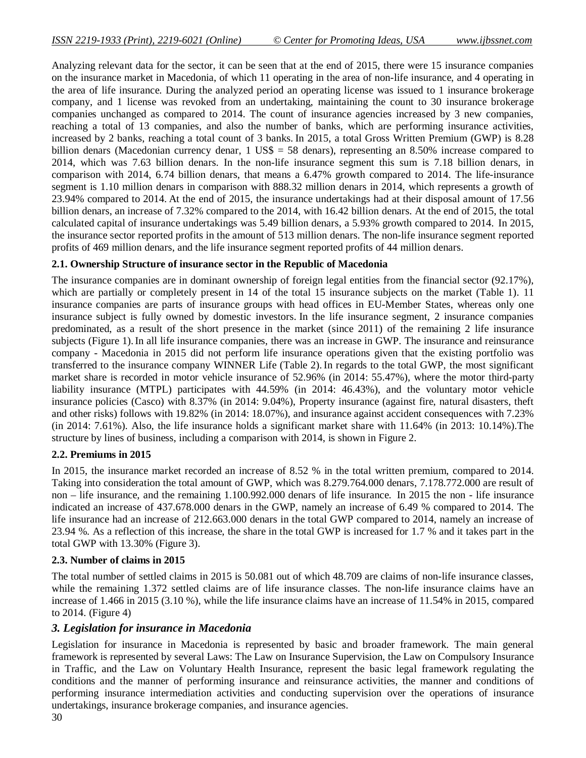Analyzing relevant data for the sector, it can be seen that at the end of 2015, there were 15 insurance companies on the insurance market in Macedonia, of which 11 operating in the area of non-life insurance, and 4 operating in the area of life insurance. During the analyzed period an operating license was issued to 1 insurance brokerage company, and 1 license was revoked from an undertaking, maintaining the count to 30 insurance brokerage companies unchanged as compared to 2014. The count of insurance agencies increased by 3 new companies, reaching a total of 13 companies, and also the number of banks, which are performing insurance activities, increased by 2 banks, reaching a total count of 3 banks. In 2015, a total Gross Written Premium (GWP) is 8.28 billion denars (Macedonian currency denar, 1 US$ = 58 denars), representing an 8.50% increase compared to 2014, which was 7.63 billion denars. In the non-life insurance segment this sum is 7.18 billion denars, in comparison with 2014, 6.74 billion denars, that means a 6.47% growth compared to 2014. The life-insurance segment is 1.10 million denars in comparison with 888.32 million denars in 2014, which represents a growth of 23.94% compared to 2014. At the end of 2015, the insurance undertakings had at their disposal amount of 17.56 billion denars, an increase of 7.32% compared to the 2014, with 16.42 billion denars. At the end of 2015, the total calculated capital of insurance undertakings was 5.49 billion denars, a 5.93% growth compared to 2014. In 2015, the insurance sector reported profits in the amount of 513 million denars. The non-life insurance segment reported profits of 469 million denars, and the life insurance segment reported profits of 44 million denars.

**2.1. Ownership Structure of insurance sector in the Republic of Macedonia**

The insurance companies are in dominant ownership of foreign legal entities from the financial sector (92.17%), which are partially or completely present in 14 of the total 15 insurance subjects on the market (Table 1). 11 insurance companies are parts of insurance groups with head offices in EU-Member States, whereas only one insurance subject is fully owned by domestic investors. In the life insurance segment, 2 insurance companies predominated, as a result of the short presence in the market (since 2011) of the remaining 2 life insurance subjects (Figure 1). In all life insurance companies, there was an increase in GWP. The insurance and reinsurance company - Macedonia in 2015 did not perform life insurance operations given that the existing portfolio was transferred to the insurance company WINNER Life (Table 2). In regards to the total GWP, the most significant market share is recorded in motor vehicle insurance of 52.96% (in 2014: 55.47%), where the motor third-party liability insurance (MTPL) participates with 44.59% (in 2014: 46.43%), and the voluntary motor vehicle insurance policies (Casco) with 8.37% (in 2014: 9.04%), Property insurance (against fire, natural disasters, theft and other risks) follows with 19.82% (in 2014: 18.07%), and insurance against accident consequences with 7.23% (in 2014: 7.61%). Also, the life insurance holds a significant market share with 11.64% (in 2013: 10.14%).The structure by lines of business, including a comparison with 2014, is shown in Figure 2.

**2.2. Premiums in 2015**

In 2015, the insurance market recorded an increase of 8.52 % in the total written premium, compared to 2014. Taking into consideration the total amount of GWP, which was 8.279.764.000 denars, 7.178.772.000 are result of non – life insurance, and the remaining 1.100.992.000 denars of life insurance. In 2015 the non - life insurance indicated an increase of 437.678.000 denars in the GWP, namely an increase of 6.49 % compared to 2014. The life insurance had an increase of 212.663.000 denars in the total GWP compared to 2014, namely an increase of 23.94 %. As a reflection of this increase, the share in the total GWP is increased for 1.7 % and it takes part in the total GWP with 13.30% (Figure 3).

**2.3. Number of claims in 2015**

The total number of settled claims in 2015 is 50.081 out of which 48.709 are claims of non-life insurance classes, while the remaining 1.372 settled claims are of life insurance classes. The non-life insurance claims have an increase of 1.466 in 2015 (3.10 %), while the life insurance claims have an increase of 11.54% in 2015, compared to 2014. (Figure 4)

## *3. Legislation for insurance in Macedonia*

Legislation for insurance in Macedonia is represented by basic and broader framework. The main general framework is represented by several Laws: The Law on Insurance Supervision, the Law on Compulsory Insurance in Traffic, and the Law on Voluntary Health Insurance, represent the basic legal framework regulating the conditions and the manner of performing insurance and reinsurance activities, the manner and conditions of performing insurance intermediation activities and conducting supervision over the operations of insurance undertakings, insurance brokerage companies, and insurance agencies.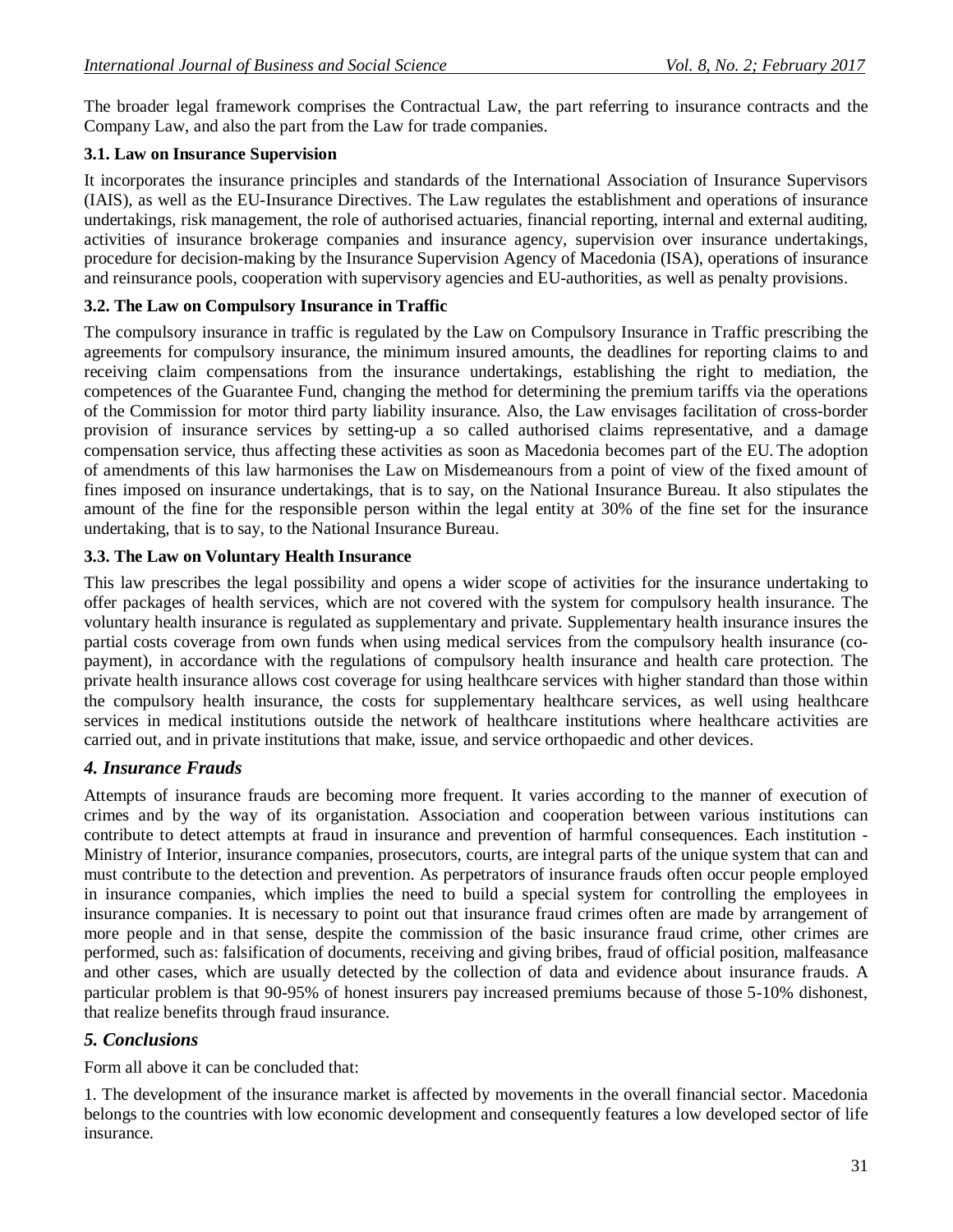The broader legal framework comprises the Contractual Law, the part referring to insurance contracts and the Company Law, and also the part from the Law for trade companies.

### 3.1. Law on Insurance Supervision

It incorporates the insurance principles and standards of the International Association of Insurance Supervisors (IAIS), as well as the EU-Insurance Directives. The Law regulates the establishment and operations of insurance undertakings, risk management, the role of authorised actuaries, financial reporting, internal and external auditing, activities of insurance brokerage companies and insurance agency, supervision over insurance undertakings, procedure for decision-making by the Insurance Supervision Agency of Macedonia (ISA), operations of insurance and reinsurance pools, cooperation with supervisory agencies and EU-authorities, as well as penalty provisions.

### 3.2. The Law on Compulsory Insurance in Traffic

The compulsory insurance in traffic is regulated by the Law on Compulsory Insurance in Traffic prescribing the agreements for compulsory insurance, the minimum insured amounts, the deadlines for reporting claims to and receiving claim compensations from the insurance undertakings, establishing the right to mediation, the competences of the Guarantee Fund, changing the method for determining the premium tariffs via the operations of the Commission for motor third party liability insurance. Also, the Law envisages facilitation of cross-border provision of insurance services by setting-up a so called authorised claims representative, and a damage compensation service, thus affecting these activities as soon as Macedonia becomes part of the EU. The adoption of amendments of this law harmonises the Law on Misdemeanours from a point of view of the fixed amount of fines imposed on insurance undertakings, that is to say, on the National Insurance Bureau. It also stipulates the amount of the fine for the responsible person within the legal entity at 30% of the fine set for the insurance undertaking, that is to say, to the National Insurance Bureau.

### 3.3. The Law on Voluntary Health Insurance

This law prescribes the legal possibility and opens a wider scope of activities for the insurance undertaking to offer packages of health services, which are not covered with the system for compulsory health insurance. The voluntary health insurance is regulated as supplementary and private. Supplementary health insurance insures the partial costs coverage from own funds when using medical services from the compulsory health insurance (co-payment), in accordance with the regulations of compulsory health insurance and health care protection. The private health insurance allows cost coverage for using healthcare services with higher standard than those within the compulsory health insurance, the costs for supplementary healthcare services, as well using healthcare services in medical institutions outside the network of healthcare institutions where healthcare activities are carried out, and in private institutions that make, issue, and service orthopaedic and other devices.

## *4. Insurance Frauds*

Attempts of insurance frauds are becoming more frequent. It varies according to the manner of execution of crimes and by the way of its organistation. Association and cooperation between various institutions can contribute to detect attempts at fraud in insurance and prevention of harmful consequences. Each institution - Ministry of Interior, insurance companies, prosecutors, courts, are integral parts of the unique system that can and must contribute to the detection and prevention. As perpetrators of insurance frauds often occur people employed in insurance companies, which implies the need to build a special system for controlling the employees in insurance companies. It is necessary to point out that insurance fraud crimes often are made by arrangement of more people and in that sense, despite the commission of the basic insurance fraud crime, other crimes are performed, such as: falsification of documents, receiving and giving bribes, fraud of official position, malfeasance and other cases, which are usually detected by the collection of data and evidence about insurance frauds. A particular problem is that 90-95% of honest insurers pay increased premiums because of those 5-10% dishonest, that realize benefits through fraud insurance.

## *5. Conclusions*

Form all above it can be concluded that:

1. The development of the insurance market is affected by movements in the overall financial sector. Macedonia belongs to the countries with low economic development and consequently features a low developed sector of life insurance.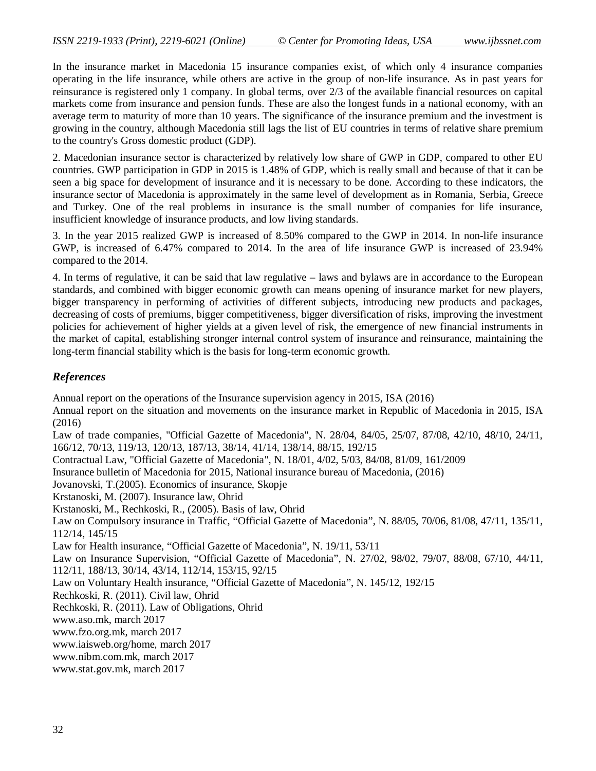In the insurance market in Macedonia 15 insurance companies exist, of which only 4 insurance companies operating in the life insurance, while others are active in the group of non-life insurance. As in past years for reinsurance is registered only 1 company. In global terms, over 2/3 of the available financial resources on capital markets come from insurance and pension funds. These are also the longest funds in a national economy, with an average term to maturity of more than 10 years. The significance of the insurance premium and the investment is growing in the country, although Macedonia still lags the list of EU countries in terms of relative share premium to the country's Gross domestic product (GDP).

2. Macedonian insurance sector is characterized by relatively low share of GWP in GDP, compared to other EU countries. GWP participation in GDP in 2015 is 1.48% of GDP, which is really small and because of that it can be seen a big space for development of insurance and it is necessary to be done. According to these indicators, the insurance sector of Macedonia is approximately in the same level of development as in Romania, Serbia, Greece and Turkey. One of the real problems in insurance is the small number of companies for life insurance, insufficient knowledge of insurance products, and low living standards.

3. In the year 2015 realized GWP is increased of 8.50% compared to the GWP in 2014. In non-life insurance GWP, is increased of 6.47% compared to 2014. In the area of life insurance GWP is increased of 23.94% compared to the 2014.

4. In terms of regulative, it can be said that law regulative – laws and bylaws are in accordance to the European standards, and combined with bigger economic growth can means opening of insurance market for new players, bigger transparency in performing of activities of different subjects, introducing new products and packages, decreasing of costs of premiums, bigger competitiveness, bigger diversification of risks, improving the investment policies for achievement of higher yields at a given level of risk, the emergence of new financial instruments in the market of capital, establishing stronger internal control system of insurance and reinsurance, maintaining the long-term financial stability which is the basis for long-term economic growth.

## *References*

Annual report on the operations of the Insurance supervision agency in 2015, ISA (2016)

Annual report on the situation and movements on the insurance market in Republic of Macedonia in 2015, ISA (2016)

Law of trade companies, "Official Gazette of Macedonia", N. 28/04, 84/05, 25/07, 87/08, 42/10, 48/10, 24/11, 166/12, 70/13, 119/13, 120/13, 187/13, 38/14, 41/14, 138/14, 88/15, 192/15

Contractual Law, "Official Gazette of Macedonia", N. 18/01, 4/02, 5/03, 84/08, 81/09, 161/2009

Insurance bulletin of Macedonia for 2015, National insurance bureau of Macedonia, (2016)

Jovanovski, T.(2005). Economics of insurance, Skopje

Krstanoski, M. (2007). Insurance law, Ohrid

Krstanoski, M., Rechkoski, R., (2005). Basis of law, Ohrid

Law on Compulsory insurance in Traffic, "Official Gazette of Macedonia", N. 88/05, 70/06, 81/08, 47/11, 135/11, 112/14, 145/15

Law for Health insurance, "Official Gazette of Macedonia", N. 19/11, 53/11

Law on Insurance Supervision, "Official Gazette of Macedonia", N. 27/02, 98/02, 79/07, 88/08, 67/10, 44/11, 112/11, 188/13, 30/14, 43/14, 112/14, 153/15, 92/15

Law on Voluntary Health insurance, "Official Gazette of Macedonia", N. 145/12, 192/15

Rechkoski, R. (2011). Civil law, Ohrid

Rechkoski, R. (2011). Law of Obligations, Ohrid

www.aso.mk, march 2017

www.fzo.org.mk, march 2017

www.iaisweb.org/home, march 2017

www.nibm.com.mk, march 2017

www.stat.gov.mk, march 2017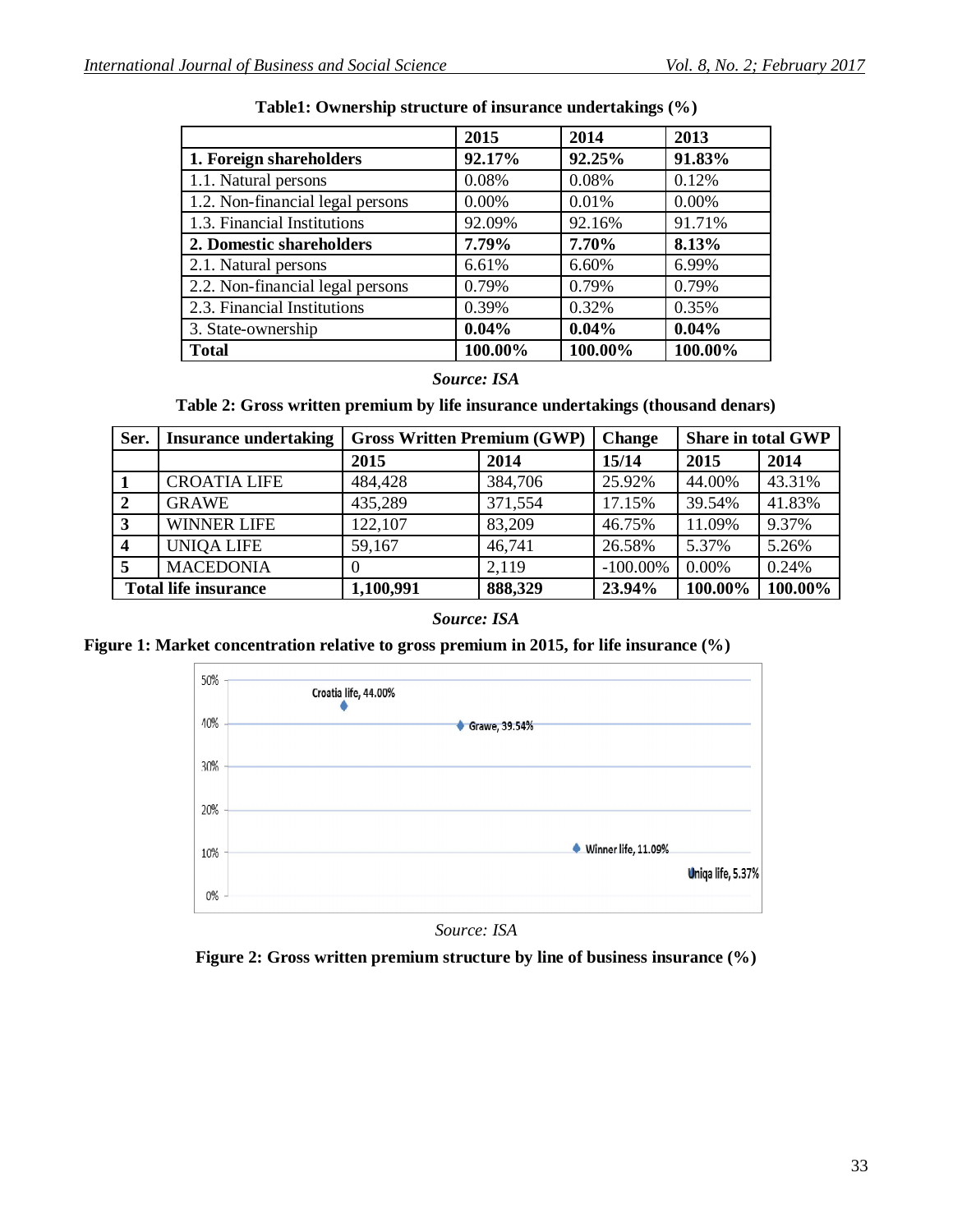**Table1: Ownership structure of insurance undertakings (%)**

| | 2015 | 2014 | 2013 |
|---|---|---|---|
| **1. Foreign shareholders** | **92.17%** | **92.25%** | **91.83%** |
| 1.1. Natural persons | 0.08% | 0.08% | 0.12% |
| 1.2. Non-financial legal persons | 0.00% | 0.01% | 0.00% |
| 1.3. Financial Institutions | 92.09% | 92.16% | 91.71% |
| **2. Domestic shareholders** | **7.79%** | **7.70%** | **8.13%** |
| 2.1. Natural persons | 6.61% | 6.60% | 6.99% |
| 2.2. Non-financial legal persons | 0.79% | 0.79% | 0.79% |
| 2.3. Financial Institutions | 0.39% | 0.32% | 0.35% |
| 3. State-ownership | **0.04%** | **0.04%** | **0.04%** |
| **Total** | **100.00%** | **100.00%** | **100.00%** |

*Source: ISA*

**Table 2: Gross written premium by life insurance undertakings (thousand denars)**

| Ser. | Insurance undertaking | Gross Written Premium (GWP) | | Change | Share in total GWP | |
|---|---|---|---|---|---|---|
| | | 2015 | 2014 | 15/14 | 2015 | 2014 |
| 1 | CROATIA LIFE | 484,428 | 384,706 | 25.92% | 44.00% | 43.31% |
| 2 | GRAWE | 435,289 | 371,554 | 17.15% | 39.54% | 41.83% |
| 3 | WINNER LIFE | 122,107 | 83,209 | 46.75% | 11.09% | 9.37% |
| 4 | UNIQA LIFE | 59,167 | 46,741 | 26.58% | 5.37% | 5.26% |
| 5 | MACEDONIA | 0 | 2,119 | -100.00% | 0.00% | 0.24% |
| **Total life insurance** | | **1,100,991** | **888,329** | **23.94%** | **100.00%** | **100.00%** |

*Source: ISA*

**Figure 1: Market concentration relative to gross premium in 2015, for life insurance (%)**

*Source: ISA*

**Figure 2: Gross written premium structure by line of business insurance (%)**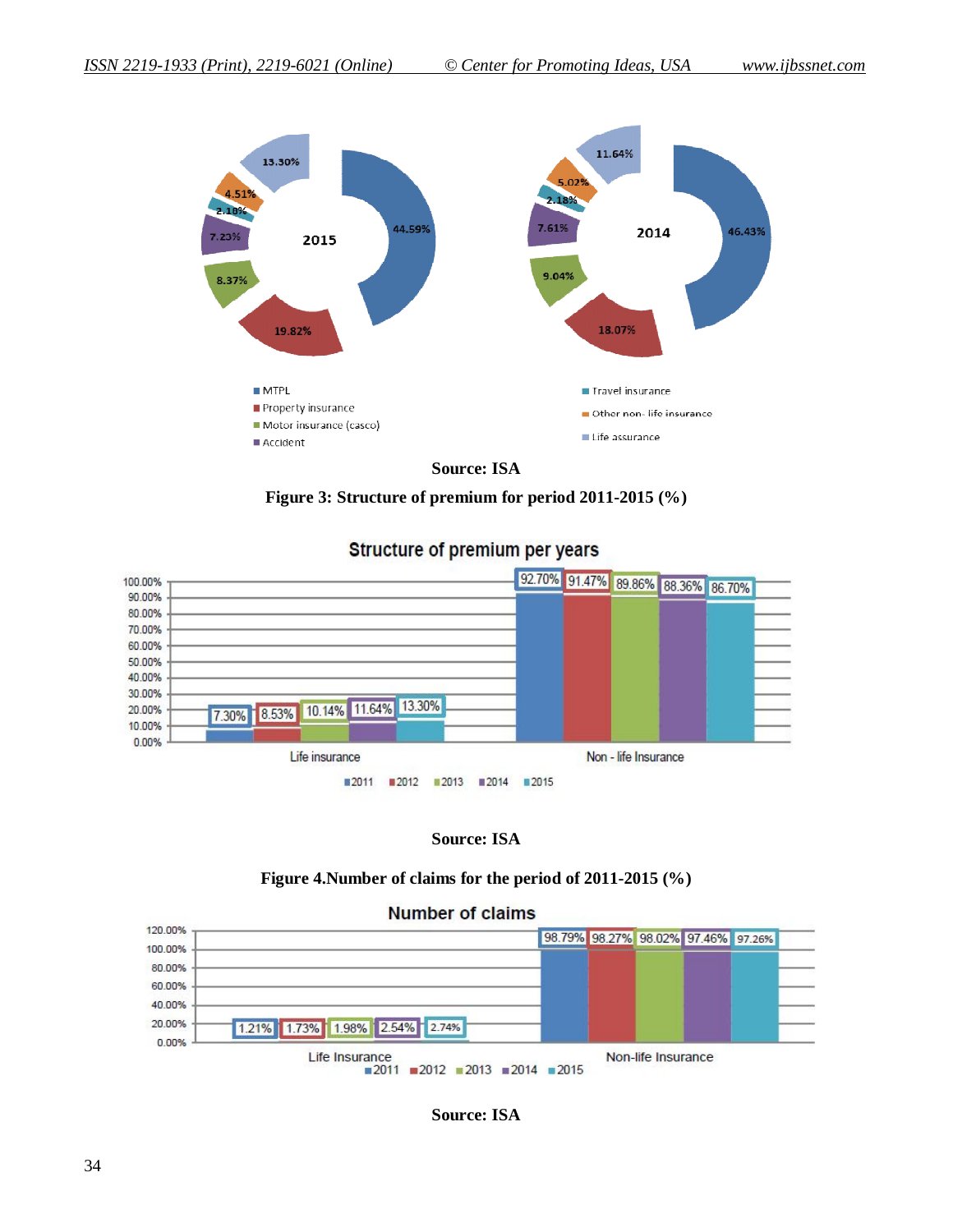2015

44.59%
19.82%
8.37%
7.23%
2.10%
4.51%
13.30%

2014

46.43%
18.07%
9.04%
7.61%
2.18%
5.02%
11.64%

MTPL
Property insurance
Motor insurance (casco)
Accident
Travel insurance
Other non- life insurance
Life assurance

**Source: ISA**

**Figure 3: Structure of premium for period 2011-2015 (%)**

Structure of premium per years

100.00%
90.00%
80.00%
70.00%
60.00%
50.00%
40.00%
30.00%
20.00%
10.00%
0.00%

7.30% 8.53% 10.14% 11.64% 13.30%

92.70% 91.47% 89.86% 88.36% 86.70%

Life insurance
Non - life Insurance

2011 2012 2013 2014 2015

**Source: ISA**

**Figure 4.Number of claims for the period of 2011-2015 (%)**

Number of claims

120.00%
100.00%
80.00%
60.00%
40.00%
20.00%
0.00%

1.21% 1.73% 1.98% 2.54% 2.74%

98.79% 98.27% 98.02% 97.46% 97.26%

Life Insurance
Non-life Insurance

2011 2012 2013 2014 2015

**Source: ISA**